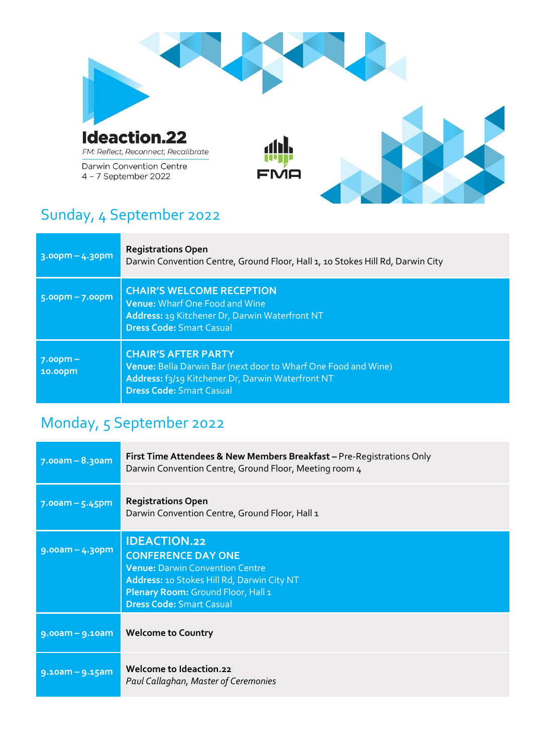# Ideaction.22

FM: Reflect, Reconnect, Recalibrate

Darwin Convention Centre
4 – 7 September 2022

FMA

## Sunday, 4 September 2022

| | |
|---|---|
| 3.00pm – 4.30pm | **Registrations Open**<br>Darwin Convention Centre, Ground Floor, Hall 1, 10 Stokes Hill Rd, Darwin City |
| 5.00pm – 7.00pm | **CHAIR'S WELCOME RECEPTION**<br>**Venue:** Wharf One Food and Wine<br>**Address:** 19 Kitchener Dr, Darwin Waterfront NT<br>**Dress Code:** Smart Casual |
| 7.00pm – 10.00pm | **CHAIR'S AFTER PARTY**<br>**Venue:** Bella Darwin Bar (next door to Wharf One Food and Wine)<br>**Address:** f3/19 Kitchener Dr, Darwin Waterfront NT<br>**Dress Code:** Smart Casual |

## Monday, 5 September 2022

| | |
|---|---|
| 7.00am – 8.30am | **First Time Attendees & New Members Breakfast –** Pre-Registrations Only<br>Darwin Convention Centre, Ground Floor, Meeting room 4 |
| 7.00am – 5.45pm | **Registrations Open**<br>Darwin Convention Centre, Ground Floor, Hall 1 |
| 9.00am – 4.30pm | **IDEACTION.22**<br>**CONFERENCE DAY ONE**<br>**Venue:** Darwin Convention Centre<br>**Address:** 10 Stokes Hill Rd, Darwin City NT<br>**Plenary Room:** Ground Floor, Hall 1<br>**Dress Code:** Smart Casual |
| 9.00am – 9.10am | **Welcome to Country** |
| 9.10am – 9.15am | **Welcome to Ideaction.22**<br>*Paul Callaghan, Master of Ceremonies* |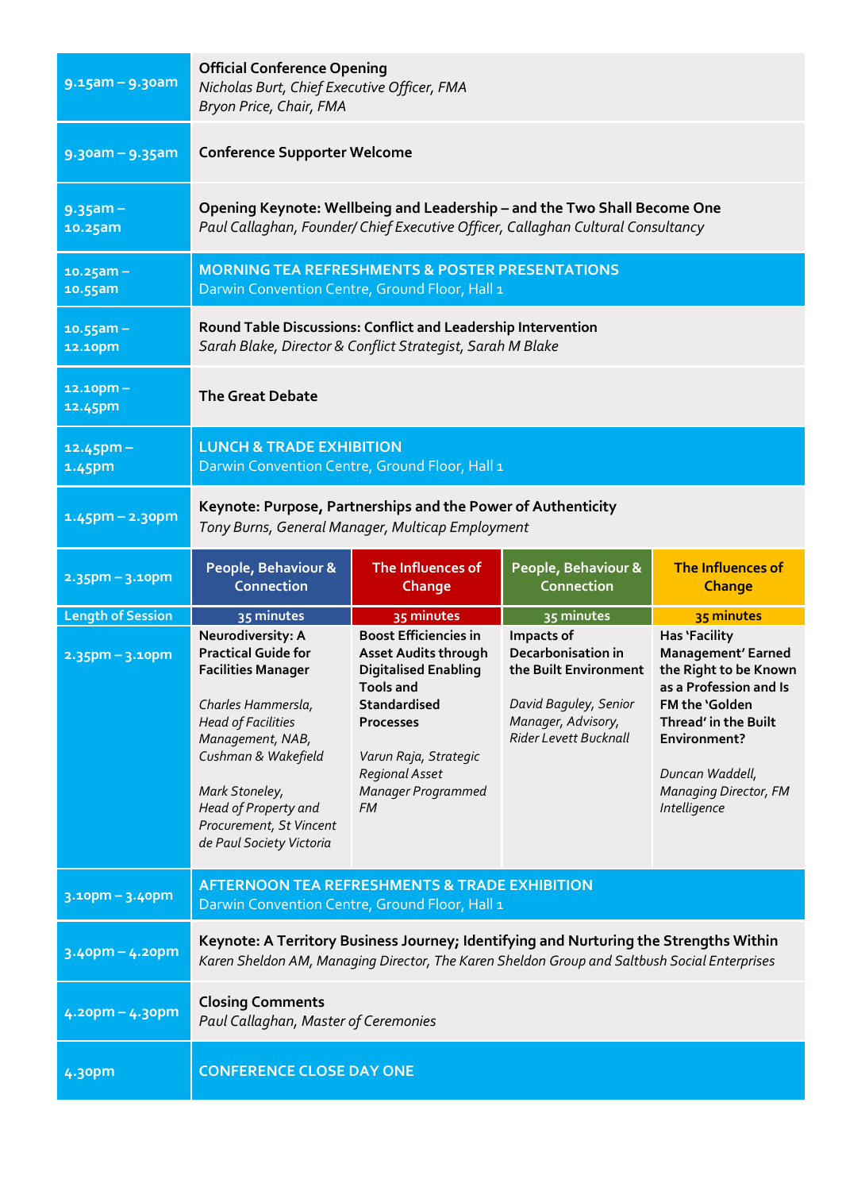| Time | Session | | | |
|---|---|---|---|---|
| 9.15am – 9.30am | **Official Conference Opening**<br>*Nicholas Burt, Chief Executive Officer, FMA*<br>*Bryon Price, Chair, FMA* | | | |
| 9.30am – 9.35am | **Conference Supporter Welcome** | | | |
| 9.35am – 10.25am | **Opening Keynote: Wellbeing and Leadership – and the Two Shall Become One**<br>*Paul Callaghan, Founder/ Chief Executive Officer, Callaghan Cultural Consultancy* | | | |
| 10.25am – 10.55am | **MORNING TEA REFRESHMENTS & POSTER PRESENTATIONS**<br>Darwin Convention Centre, Ground Floor, Hall 1 | | | |
| 10.55am – 12.10pm | **Round Table Discussions: Conflict and Leadership Intervention**<br>*Sarah Blake, Director & Conflict Strategist, Sarah M Blake* | | | |
| 12.10pm – 12.45pm | **The Great Debate** | | | |
| 12.45pm – 1.45pm | **LUNCH & TRADE EXHIBITION**<br>Darwin Convention Centre, Ground Floor, Hall 1 | | | |
| 1.45pm – 2.30pm | **Keynote: Purpose, Partnerships and the Power of Authenticity**<br>*Tony Burns, General Manager, Multicap Employment* | | | |
| 2.35pm – 3.10pm | **People, Behaviour & Connection** | **The Influences of Change** | **People, Behaviour & Connection** | **The Influences of Change** |
| Length of Session | 35 minutes | 35 minutes | 35 minutes | 35 minutes |
| 2.35pm – 3.10pm | **Neurodiversity: A Practical Guide for Facilities Manager**<br><br>*Charles Hammersla, Head of Facilities Management, NAB, Cushman & Wakefield*<br><br>*Mark Stoneley, Head of Property and Procurement, St Vincent de Paul Society Victoria* | **Boost Efficiencies in Asset Audits through Digitalised Enabling Tools and Standardised Processes**<br><br>*Varun Raja, Strategic Regional Asset Manager Programmed FM* | **Impacts of Decarbonisation in the Built Environment**<br><br>*David Baguley, Senior Manager, Advisory, Rider Levett Bucknall* | **Has 'Facility Management' Earned the Right to be Known as a Profession and Is FM the 'Golden Thread' in the Built Environment?**<br><br>*Duncan Waddell, Managing Director, FM Intelligence* |
| 3.10pm – 3.40pm | **AFTERNOON TEA REFRESHMENTS & TRADE EXHIBITION**<br>Darwin Convention Centre, Ground Floor, Hall 1 | | | |
| 3.40pm – 4.20pm | **Keynote: A Territory Business Journey; Identifying and Nurturing the Strengths Within**<br>*Karen Sheldon AM, Managing Director, The Karen Sheldon Group and Saltbush Social Enterprises* | | | |
| 4.20pm – 4.30pm | **Closing Comments**<br>*Paul Callaghan, Master of Ceremonies* | | | |
| 4.30pm | **CONFERENCE CLOSE DAY ONE** | | | |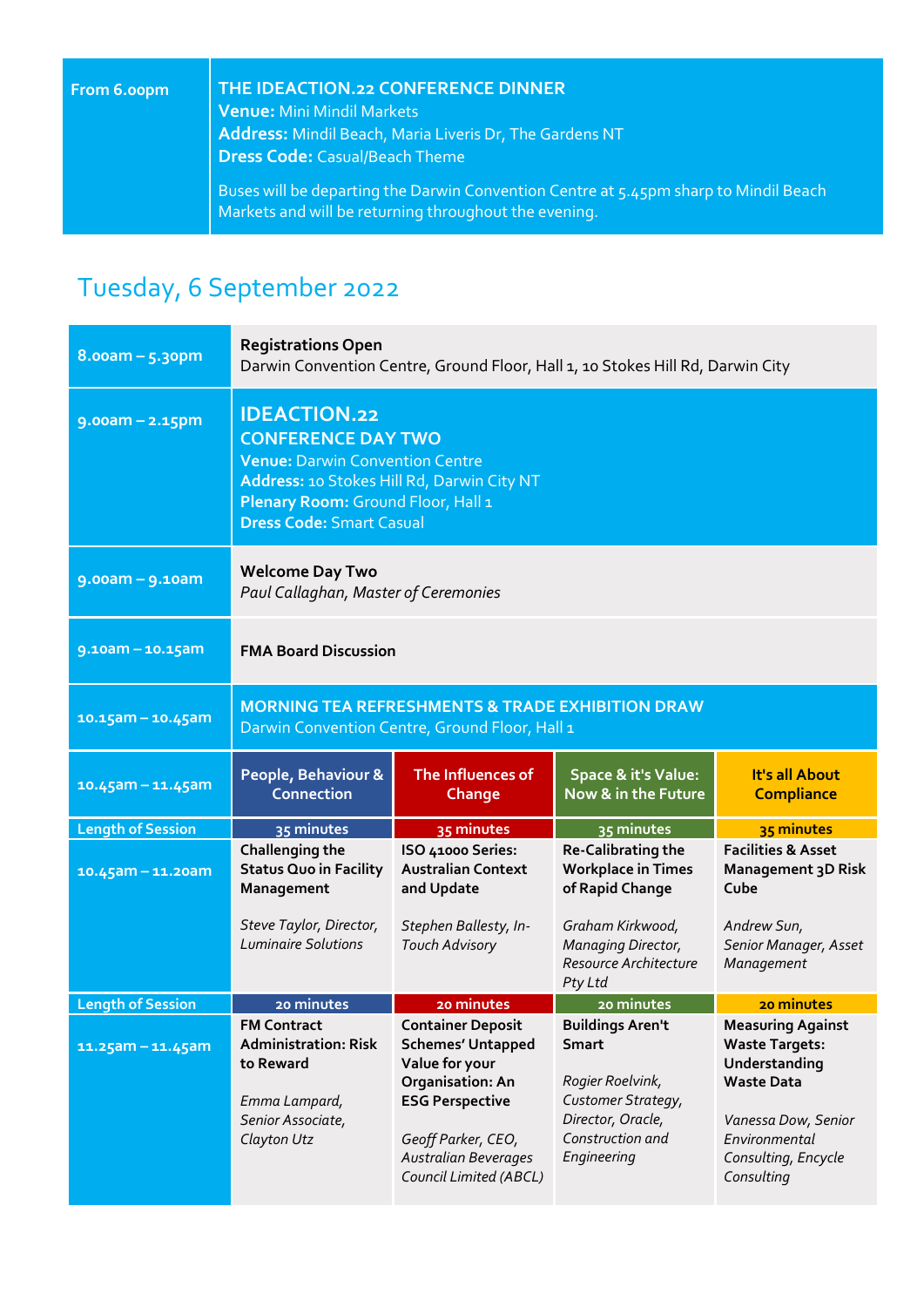| From 6.00pm | **THE IDEACTION.22 CONFERENCE DINNER**<br>**Venue:** Mini Mindil Markets<br>**Address:** Mindil Beach, Maria Liveris Dr, The Gardens NT<br>**Dress Code:** Casual/Beach Theme<br><br>Buses will be departing the Darwin Convention Centre at 5.45pm sharp to Mindil Beach Markets and will be returning throughout the evening. |
|---|---|

## Tuesday, 6 September 2022

| Time | | | | |
|---|---|---|---|---|
| 8.00am – 5.30pm | **Registrations Open**<br>Darwin Convention Centre, Ground Floor, Hall 1, 10 Stokes Hill Rd, Darwin City | | | |
| 9.00am – 2.15pm | **IDEACTION.22**<br>**CONFERENCE DAY TWO**<br>**Venue:** Darwin Convention Centre<br>**Address:** 10 Stokes Hill Rd, Darwin City NT<br>**Plenary Room:** Ground Floor, Hall 1<br>**Dress Code:** Smart Casual | | | |
| 9.00am – 9.10am | **Welcome Day Two**<br>*Paul Callaghan, Master of Ceremonies* | | | |
| 9.10am – 10.15am | **FMA Board Discussion** | | | |
| 10.15am – 10.45am | **MORNING TEA REFRESHMENTS & TRADE EXHIBITION DRAW**<br>Darwin Convention Centre, Ground Floor, Hall 1 | | | |
| 10.45am – 11.45am | **People, Behaviour & Connection** | **The Influences of Change** | **Space & it's Value: Now & in the Future** | **It's all About Compliance** |
| Length of Session | 35 minutes | 35 minutes | 35 minutes | 35 minutes |
| 10.45am – 11.20am | **Challenging the Status Quo in Facility Management**<br><br>*Steve Taylor, Director, Luminaire Solutions* | **ISO 41000 Series: Australian Context and Update**<br><br>*Stephen Ballesty, In-Touch Advisory* | **Re-Calibrating the Workplace in Times of Rapid Change**<br><br>*Graham Kirkwood, Managing Director, Resource Architecture Pty Ltd* | **Facilities & Asset Management 3D Risk Cube**<br><br>*Andrew Sun, Senior Manager, Asset Management* |
| Length of Session | 20 minutes | 20 minutes | 20 minutes | 20 minutes |
| 11.25am – 11.45am | **FM Contract Administration: Risk to Reward**<br><br>*Emma Lampard, Senior Associate, Clayton Utz* | **Container Deposit Schemes' Untapped Value for your Organisation: An ESG Perspective**<br><br>*Geoff Parker, CEO, Australian Beverages Council Limited (ABCL)* | **Buildings Aren't Smart**<br><br>*Rogier Roelvink, Customer Strategy, Director, Oracle, Construction and Engineering* | **Measuring Against Waste Targets: Understanding Waste Data**<br><br>*Vanessa Dow, Senior Environmental Consulting, Encycle Consulting* |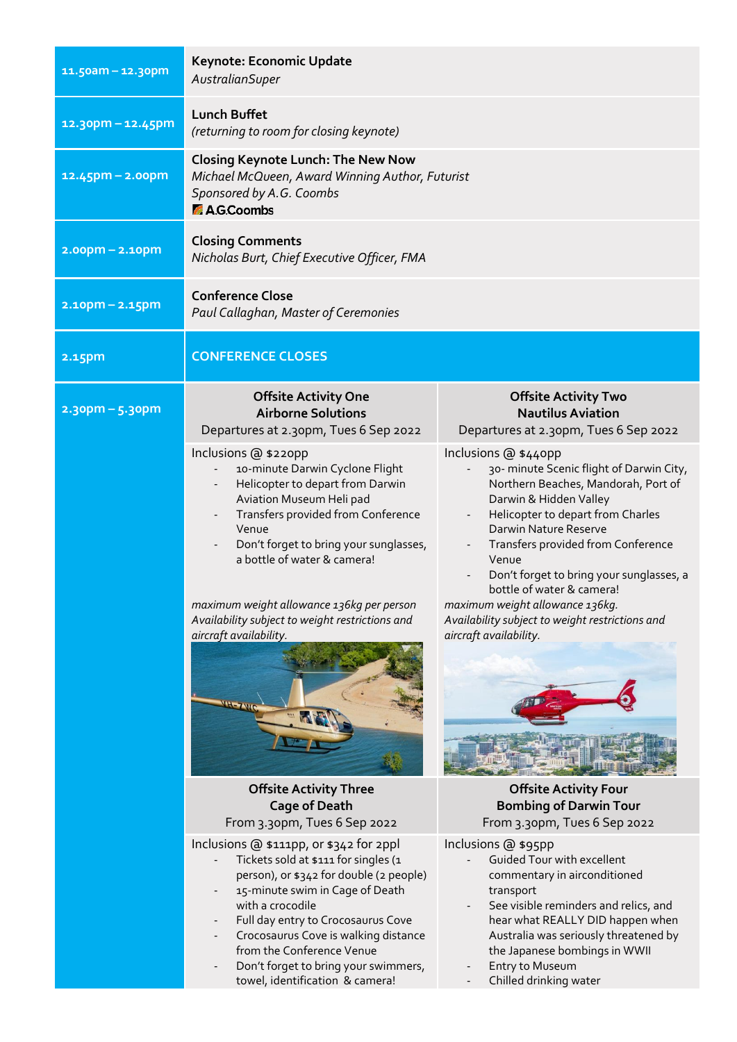| | |
|---|---|
| 11.50am – 12.30pm | **Keynote: Economic Update**<br>*AustralianSuper* |
| 12.30pm – 12.45pm | **Lunch Buffet**<br>*(returning to room for closing keynote)* |
| 12.45pm – 2.00pm | **Closing Keynote Lunch: The New Now**<br>*Michael McQueen, Award Winning Author, Futurist*<br>*Sponsored by A.G. Coombs*<br>A.G.Coombs |
| 2.00pm – 2.10pm | **Closing Comments**<br>*Nicholas Burt, Chief Executive Officer, FMA* |
| 2.10pm – 2.15pm | **Conference Close**<br>*Paul Callaghan, Master of Ceremonies* |
| 2.15pm | CONFERENCE CLOSES |

**2.30pm – 5.30pm**

**Offsite Activity One**
**Airborne Solutions**
Departures at 2.30pm, Tues 6 Sep 2022

Inclusions @ $220pp

- 10-minute Darwin Cyclone Flight
- Helicopter to depart from Darwin Aviation Museum Heli pad
- Transfers provided from Conference Venue
- Don't forget to bring your sunglasses, a bottle of water & camera!

*maximum weight allowance 136kg per person Availability subject to weight restrictions and aircraft availability.*

**Offsite Activity Two**
**Nautilus Aviation**
Departures at 2.30pm, Tues 6 Sep 2022

Inclusions @ $440pp

- 30- minute Scenic flight of Darwin City, Northern Beaches, Mandorah, Port of Darwin & Hidden Valley
- Helicopter to depart from Charles Darwin Nature Reserve
- Transfers provided from Conference Venue
- Don't forget to bring your sunglasses, a bottle of water & camera!

*maximum weight allowance 136kg. Availability subject to weight restrictions and aircraft availability.*

**Offsite Activity Three**
**Cage of Death**
From 3.30pm, Tues 6 Sep 2022

Inclusions @ $111pp, or $342 for 2ppl

- Tickets sold at $111 for singles (1 person), or $342 for double (2 people)
- 15-minute swim in Cage of Death with a crocodile
- Full day entry to Crocosaurus Cove
- Crocosaurus Cove is walking distance from the Conference Venue
- Don't forget to bring your swimmers, towel, identification & camera!

**Offsite Activity Four**
**Bombing of Darwin Tour**
From 3.30pm, Tues 6 Sep 2022

Inclusions @ $95pp

- Guided Tour with excellent commentary in airconditioned transport
- See visible reminders and relics, and hear what REALLY DID happen when Australia was seriously threatened by the Japanese bombings in WWII
- Entry to Museum
- Chilled drinking water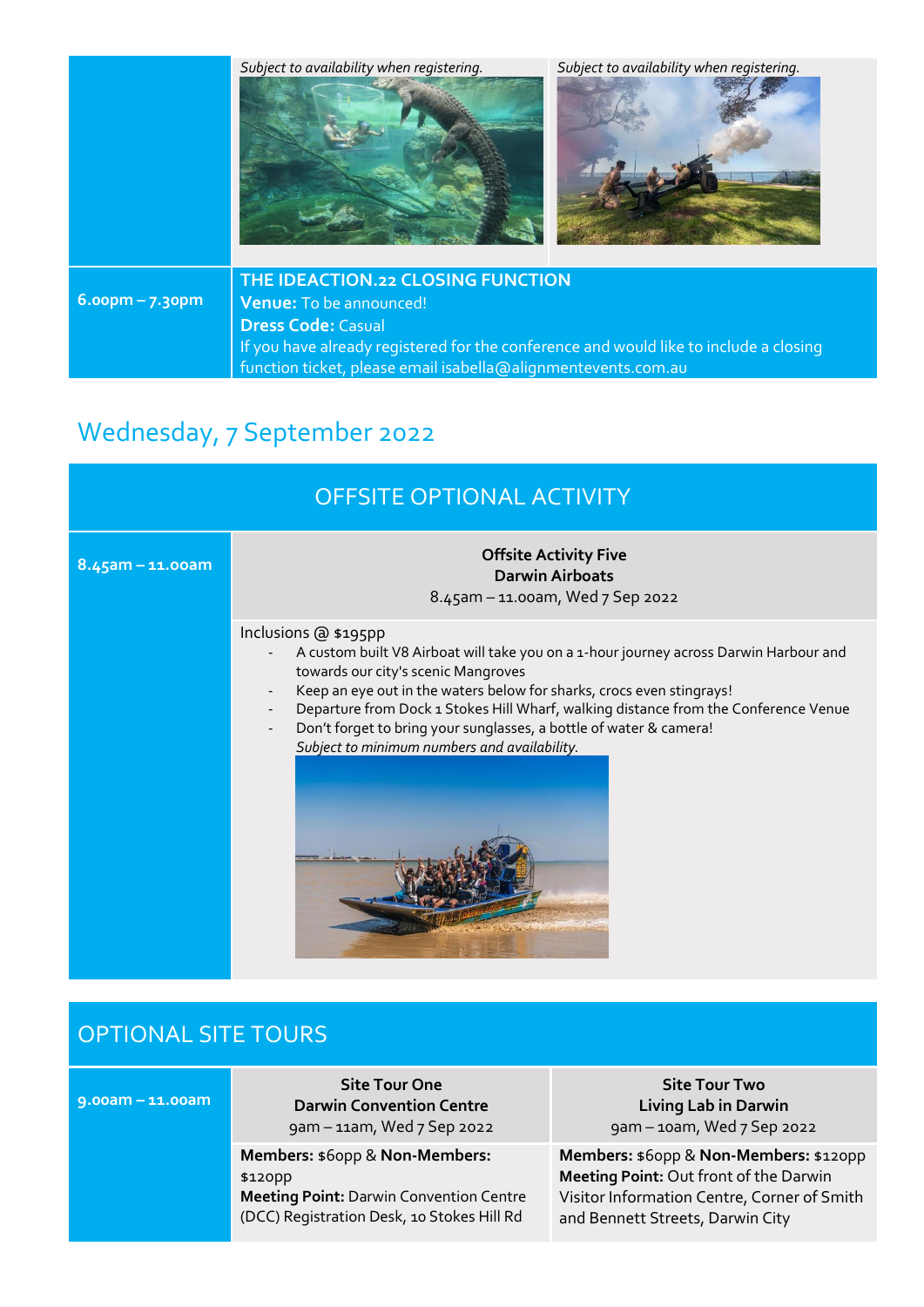| | *Subject to availability when registering.* | *Subject to availability when registering.* |
|---|---|---|
| 6.00pm – 7.30pm | **THE IDEACTION.22 CLOSING FUNCTION**<br>**Venue:** To be announced!<br>**Dress Code:** Casual<br>If you have already registered for the conference and would like to include a closing function ticket, please email isabella@alignmentevents.com.au | |

## Wednesday, 7 September 2022

| OFFSITE OPTIONAL ACTIVITY | |
|---|---|
| 8.45am – 11.00am | **Offsite Activity Five**<br>**Darwin Airboats**<br>8.45am – 11.00am, Wed 7 Sep 2022 |
| | Inclusions @ $195pp<br>- A custom built V8 Airboat will take you on a 1-hour journey across Darwin Harbour and towards our city's scenic Mangroves<br>- Keep an eye out in the waters below for sharks, crocs even stingrays!<br>- Departure from Dock 1 Stokes Hill Wharf, walking distance from the Conference Venue<br>- Don't forget to bring your sunglasses, a bottle of water & camera!<br>*Subject to minimum numbers and availability.* |

| OPTIONAL SITE TOURS | | |
|---|---|---|
| 9.00am – 11.00am | **Site Tour One**<br>**Darwin Convention Centre**<br>9am – 11am, Wed 7 Sep 2022 | **Site Tour Two**<br>**Living Lab in Darwin**<br>9am – 10am, Wed 7 Sep 2022 |
| | **Members:** $60pp & **Non-Members:** $120pp<br>**Meeting Point:** Darwin Convention Centre (DCC) Registration Desk, 10 Stokes Hill Rd | **Members:** $60pp & **Non-Members:** $120pp<br>**Meeting Point:** Out front of the Darwin Visitor Information Centre, Corner of Smith and Bennett Streets, Darwin City |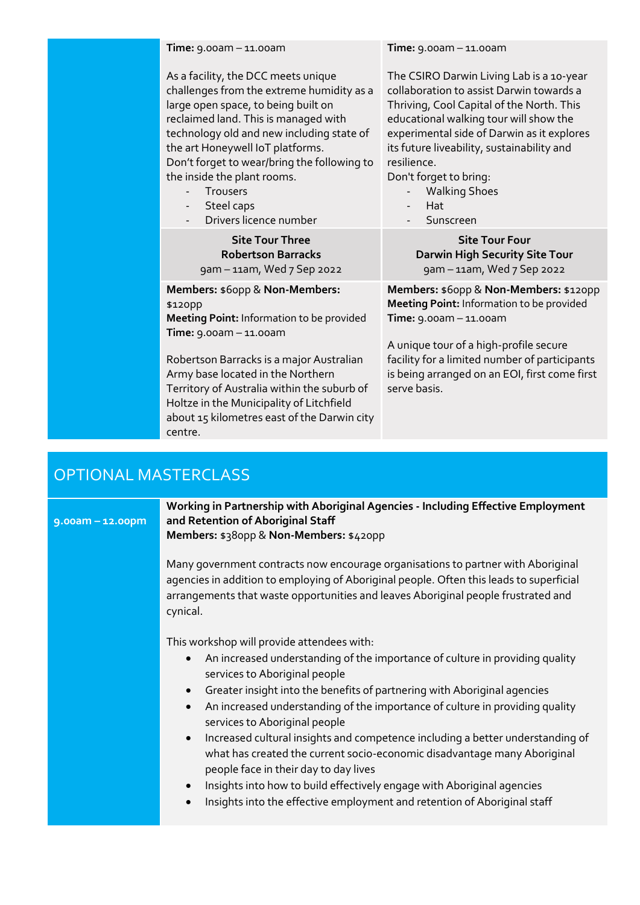**Time:** 9.00am – 11.00am

As a facility, the DCC meets unique challenges from the extreme humidity as a large open space, to being built on reclaimed land. This is managed with technology old and new including state of the art Honeywell IoT platforms.
Don't forget to wear/bring the following to the inside the plant rooms.

- Trousers
- Steel caps
- Drivers licence number

**Time:** 9.00am – 11.00am

The CSIRO Darwin Living Lab is a 10-year collaboration to assist Darwin towards a Thriving, Cool Capital of the North. This educational walking tour will show the experimental side of Darwin as it explores its future liveability, sustainability and resilience.
Don't forget to bring:

- Walking Shoes
- Hat
- Sunscreen

**Site Tour Three**
**Robertson Barracks**
9am – 11am, Wed 7 Sep 2022

**Members:** $60pp & **Non-Members:** $120pp
**Meeting Point:** Information to be provided
**Time:** 9.00am – 11.00am

Robertson Barracks is a major Australian Army base located in the Northern Territory of Australia within the suburb of Holtze in the Municipality of Litchfield about 15 kilometres east of the Darwin city centre.

**Site Tour Four**
**Darwin High Security Site Tour**
9am – 11am, Wed 7 Sep 2022

**Members:** $60pp & **Non-Members:** $120pp
**Meeting Point:** Information to be provided
**Time:** 9.00am – 11.00am

A unique tour of a high-profile secure facility for a limited number of participants is being arranged on an EOI, first come first serve basis.

## OPTIONAL MASTERCLASS

**9.00am – 12.00pm**

**Working in Partnership with Aboriginal Agencies - Including Effective Employment and Retention of Aboriginal Staff**
**Members:** $380pp & **Non-Members:** $420pp

Many government contracts now encourage organisations to partner with Aboriginal agencies in addition to employing of Aboriginal people. Often this leads to superficial arrangements that waste opportunities and leaves Aboriginal people frustrated and cynical.

This workshop will provide attendees with:

- An increased understanding of the importance of culture in providing quality services to Aboriginal people
- Greater insight into the benefits of partnering with Aboriginal agencies
- An increased understanding of the importance of culture in providing quality services to Aboriginal people
- Increased cultural insights and competence including a better understanding of what has created the current socio-economic disadvantage many Aboriginal people face in their day to day lives
- Insights into how to build effectively engage with Aboriginal agencies
- Insights into the effective employment and retention of Aboriginal staff